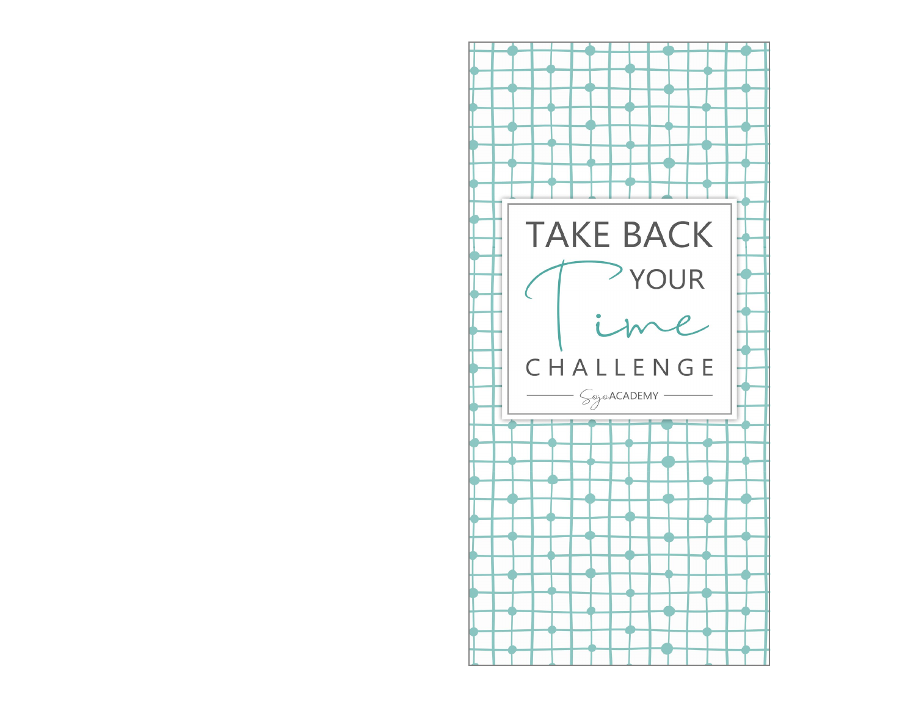# TAKE BACK YOUR *Time* CHALLENGE

SoJo ACADEMY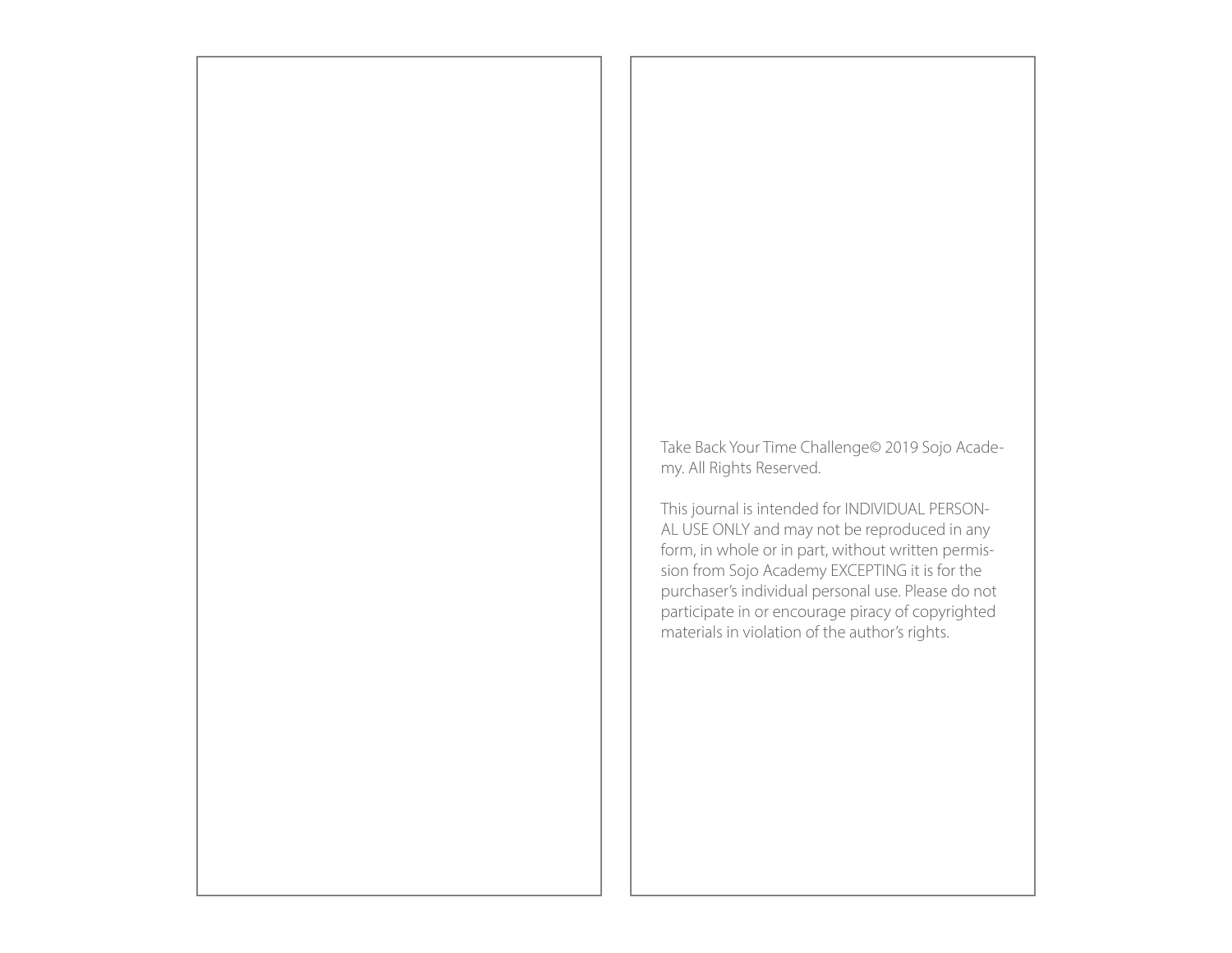Take Back Your Time Challenge© 2019 Sojo Academy. All Rights Reserved.

This journal is intended for INDIVIDUAL PERSONAL USE ONLY and may not be reproduced in any form, in whole or in part, without written permission from Sojo Academy EXCEPTING it is for the purchaser's individual personal use. Please do not participate in or encourage piracy of copyrighted materials in violation of the author's rights.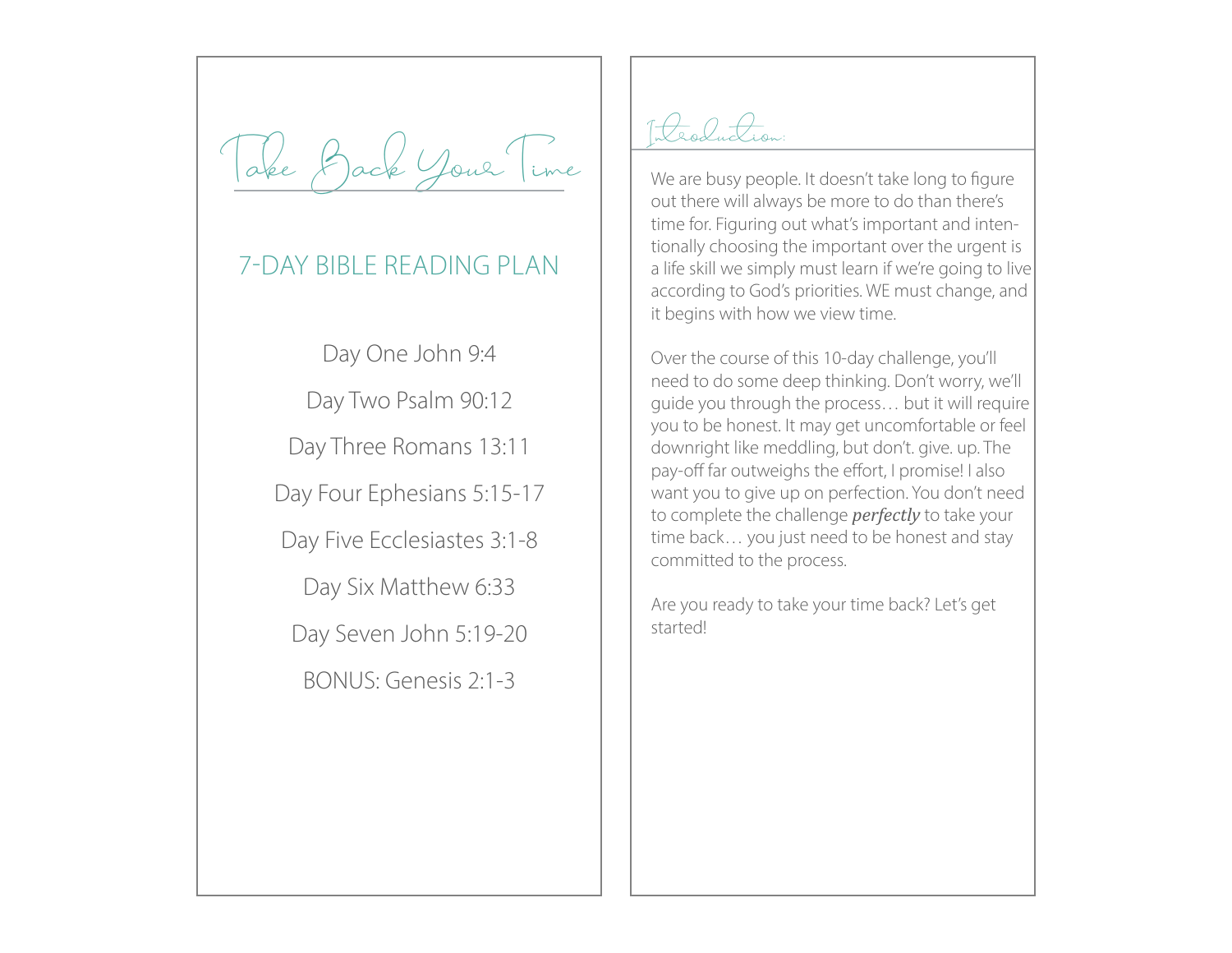# Take Back Your Time

## 7-DAY BIBLE READING PLAN

Day One John 9:4

Day Two Psalm 90:12

Day Three Romans 13:11

Day Four Ephesians 5:15-17

Day Five Ecclesiastes 3:1-8

Day Six Matthew 6:33

Day Seven John 5:19-20

BONUS: Genesis 2:1-3

## Introduction:

We are busy people. It doesn't take long to figure out there will always be more to do than there's time for. Figuring out what's important and intentionally choosing the important over the urgent is a life skill we simply must learn if we're going to live according to God's priorities. WE must change, and it begins with how we view time.

Over the course of this 10-day challenge, you'll need to do some deep thinking. Don't worry, we'll guide you through the process… but it will require you to be honest. It may get uncomfortable or feel downright like meddling, but don't. give. up. The pay-off far outweighs the effort, I promise! I also want you to give up on perfection. You don't need to complete the challenge ***perfectly*** to take your time back… you just need to be honest and stay committed to the process.

Are you ready to take your time back? Let's get started!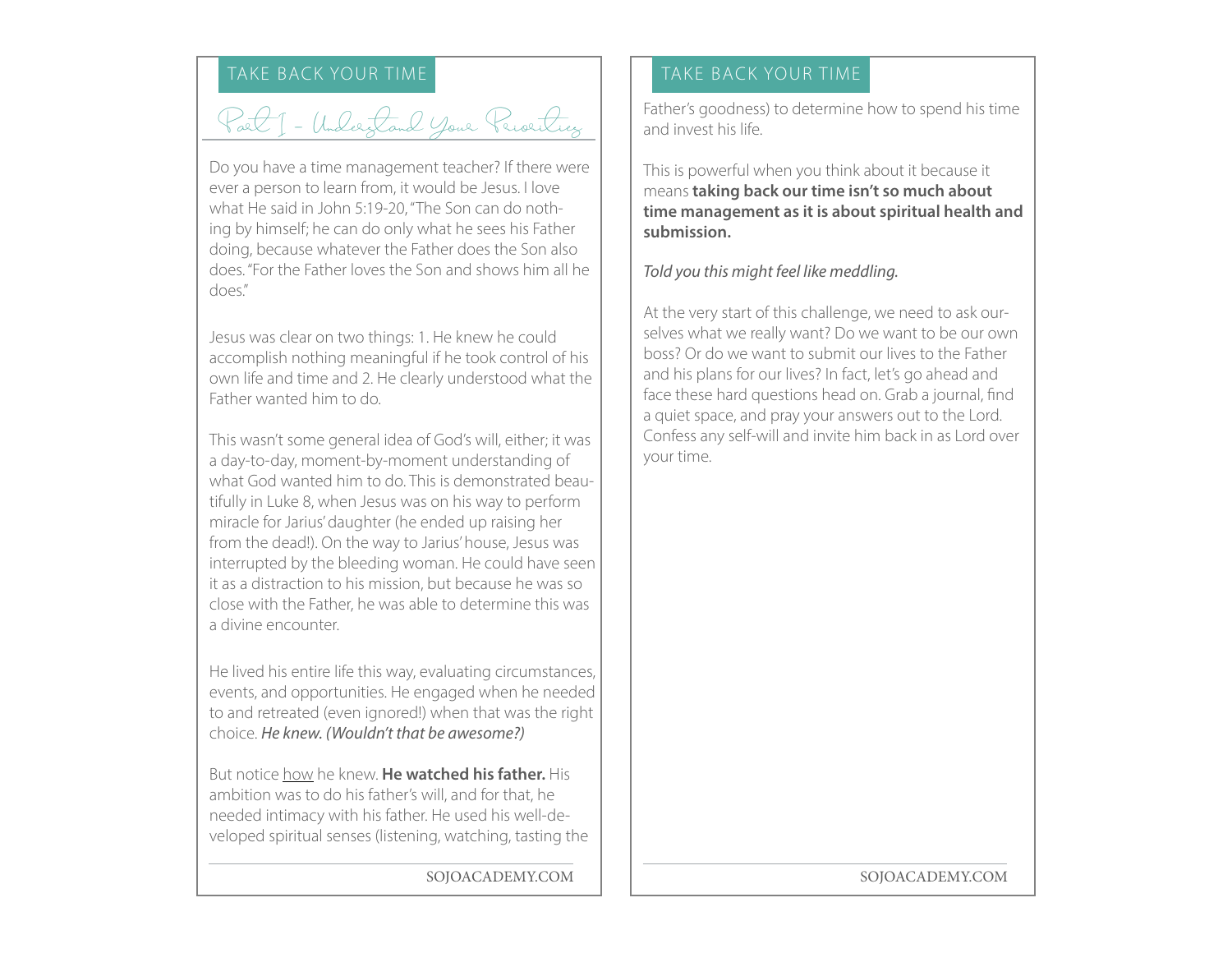## Part I - Understand Your Priorities

Do you have a time management teacher? If there were ever a person to learn from, it would be Jesus. I love what He said in John 5:19-20, "The Son can do nothing by himself; he can do only what he sees his Father doing, because whatever the Father does the Son also does. "For the Father loves the Son and shows him all he does."

Jesus was clear on two things: 1. He knew he could accomplish nothing meaningful if he took control of his own life and time and 2. He clearly understood what the Father wanted him to do.

This wasn't some general idea of God's will, either; it was a day-to-day, moment-by-moment understanding of what God wanted him to do. This is demonstrated beautifully in Luke 8, when Jesus was on his way to perform miracle for Jarius' daughter (he ended up raising her from the dead!). On the way to Jarius' house, Jesus was interrupted by the bleeding woman. He could have seen it as a distraction to his mission, but because he was so close with the Father, he was able to determine this was a divine encounter.

He lived his entire life this way, evaluating circumstances, events, and opportunities. He engaged when he needed to and retreated (even ignored!) when that was the right choice. ***He knew. (Wouldn't that be awesome?)***

But notice <u>how</u> he knew. **He watched his father.** His ambition was to do his father's will, and for that, he needed intimacy with his father. He used his well-developed spiritual senses (listening, watching, tasting the Father's goodness) to determine how to spend his time and invest his life.

This is powerful when you think about it because it means **taking back our time isn't so much about time management as it is about spiritual health and submission.**

*Told you this might feel like meddling.*

At the very start of this challenge, we need to ask ourselves what we really want? Do we want to be our own boss? Or do we want to submit our lives to the Father and his plans for our lives? In fact, let's go ahead and face these hard questions head on. Grab a journal, find a quiet space, and pray your answers out to the Lord. Confess any self-will and invite him back in as Lord over your time.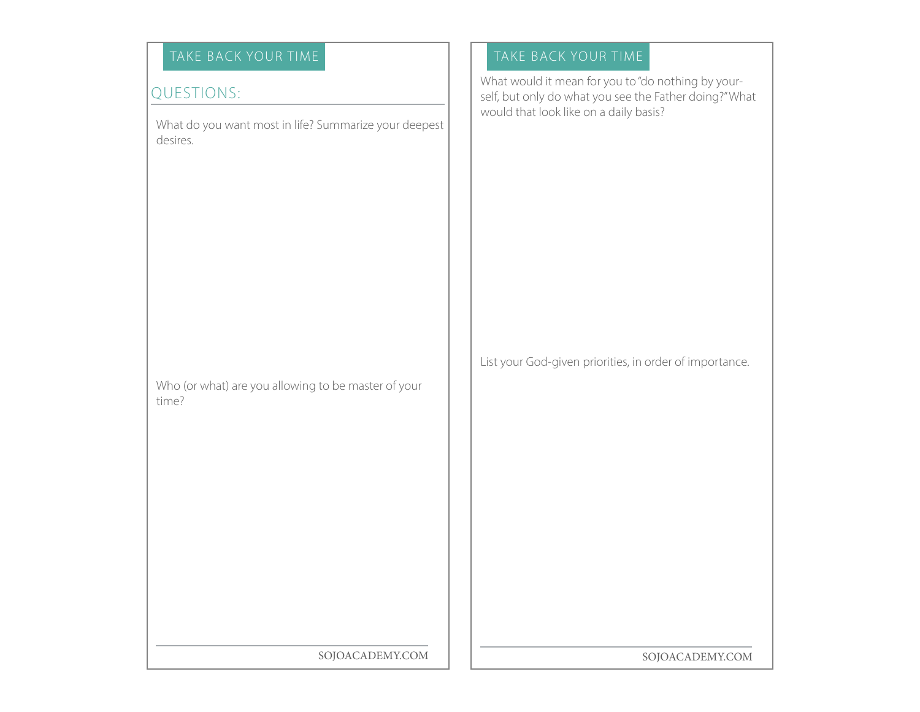## TAKE BACK YOUR TIME

### QUESTIONS:

What do you want most in life? Summarize your deepest desires.

Who (or what) are you allowing to be master of your time?

## TAKE BACK YOUR TIME

What would it mean for you to "do nothing by yourself, but only do what you see the Father doing?" What would that look like on a daily basis?

List your God-given priorities, in order of importance.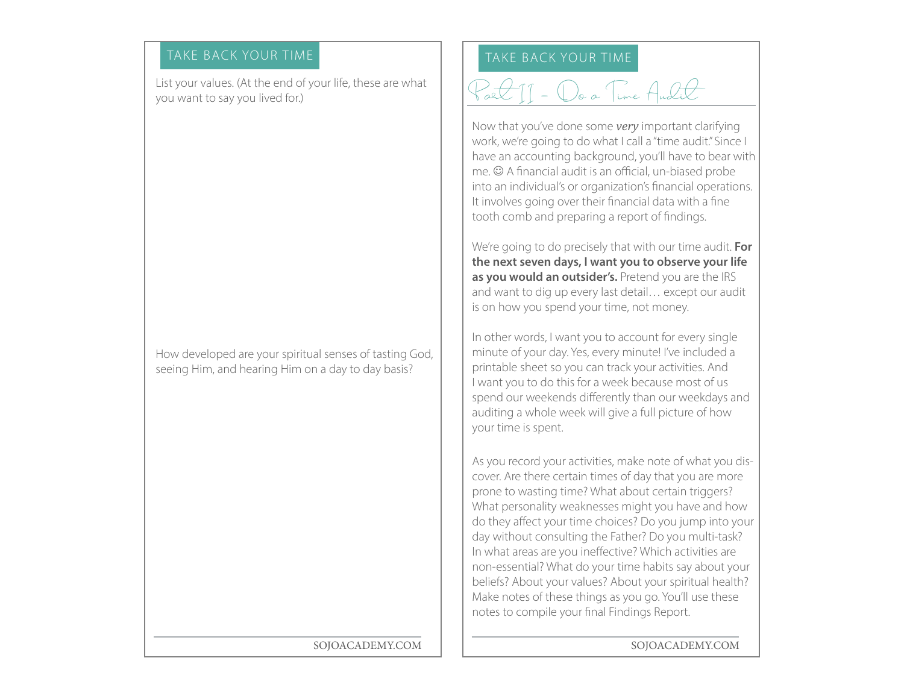## TAKE BACK YOUR TIME

List your values. (At the end of your life, these are what you want to say you lived for.)

How developed are your spiritual senses of tasting God, seeing Him, and hearing Him on a day to day basis?

## TAKE BACK YOUR TIME

### Part II - Do a Time Audit

Now that you've done some ***very*** important clarifying work, we're going to do what I call a "time audit." Since I have an accounting background, you'll have to bear with me. ☺ A financial audit is an official, un-biased probe into an individual's or organization's financial operations. It involves going over their financial data with a fine tooth comb and preparing a report of findings.

We're going to do precisely that with our time audit. **For the next seven days, I want you to observe your life as you would an outsider's.** Pretend you are the IRS and want to dig up every last detail… except our audit is on how you spend your time, not money.

In other words, I want you to account for every single minute of your day. Yes, every minute! I've included a printable sheet so you can track your activities. And I want you to do this for a week because most of us spend our weekends differently than our weekdays and auditing a whole week will give a full picture of how your time is spent.

As you record your activities, make note of what you discover. Are there certain times of day that you are more prone to wasting time? What about certain triggers? What personality weaknesses might you have and how do they affect your time choices? Do you jump into your day without consulting the Father? Do you multi-task? In what areas are you ineffective? Which activities are non-essential? What do your time habits say about your beliefs? About your values? About your spiritual health? Make notes of these things as you go. You'll use these notes to compile your final Findings Report.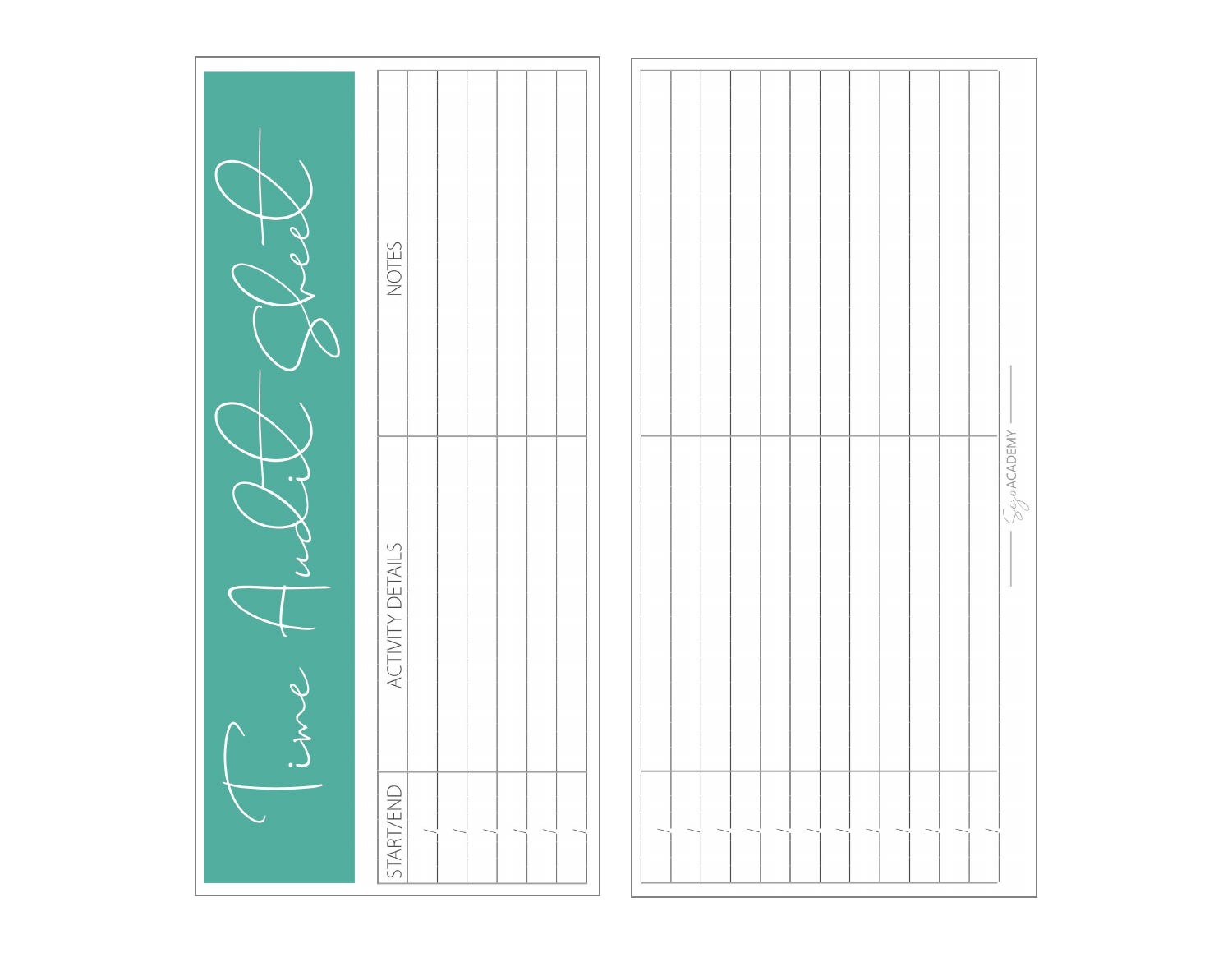# Time Audit Sheet

| START/END | ACTIVITY DETAILS | NOTES |
|---|---|---|
| / | | |
| / | | |
| / | | |
| / | | |
| / | | |
| / | | |
| / | | |
| / | | |
| / | | |
| / | | |
| / | | |
| / | | |
| / | | |
| / | | |
| / | | |
| / | | |
| / | | |
| / | | |

Sage ACADEMY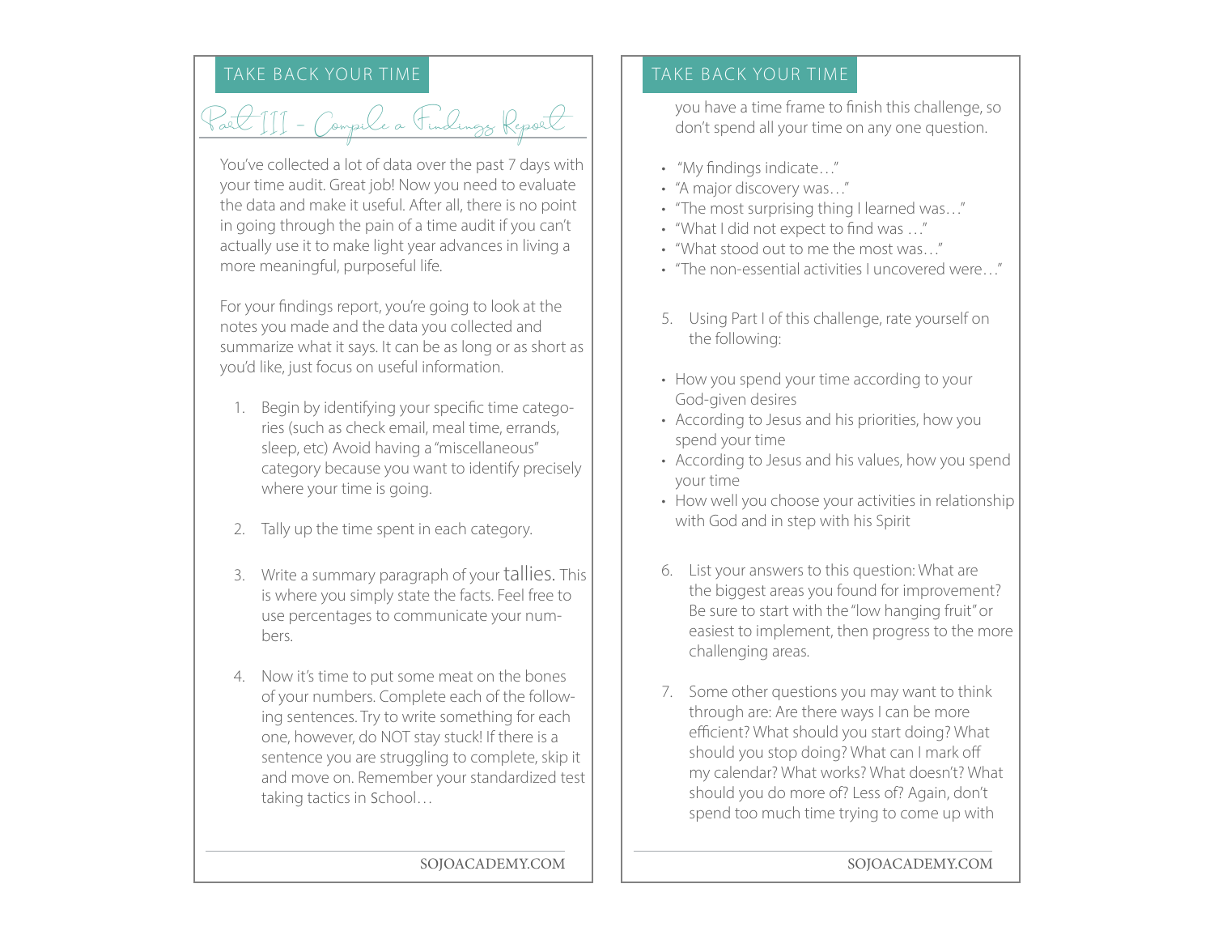## Part III - Compile a Findings Report

You've collected a lot of data over the past 7 days with your time audit. Great job! Now you need to evaluate the data and make it useful. After all, there is no point in going through the pain of a time audit if you can't actually use it to make light year advances in living a more meaningful, purposeful life.

For your findings report, you're going to look at the notes you made and the data you collected and summarize what it says. It can be as long or as short as you'd like, just focus on useful information.

1. Begin by identifying your specific time categories (such as check email, meal time, errands, sleep, etc) Avoid having a "miscellaneous" category because you want to identify precisely where your time is going.

2. Tally up the time spent in each category.

3. Write a summary paragraph of your tallies. This is where you simply state the facts. Feel free to use percentages to communicate your numbers.

4. Now it's time to put some meat on the bones of your numbers. Complete each of the following sentences. Try to write something for each one, however, do NOT stay stuck! If there is a sentence you are struggling to complete, skip it and move on. Remember your standardized test taking tactics in School… you have a time frame to finish this challenge, so don't spend all your time on any one question.

- "My findings indicate…"
- "A major discovery was…"
- "The most surprising thing I learned was…"
- "What I did not expect to find was …"
- "What stood out to me the most was…"
- "The non-essential activities I uncovered were…"

5. Using Part I of this challenge, rate yourself on the following:

- How you spend your time according to your God-given desires
- According to Jesus and his priorities, how you spend your time
- According to Jesus and his values, how you spend your time
- How well you choose your activities in relationship with God and in step with his Spirit

6. List your answers to this question: What are the biggest areas you found for improvement? Be sure to start with the "low hanging fruit" or easiest to implement, then progress to the more challenging areas.

7. Some other questions you may want to think through are: Are there ways I can be more efficient? What should you start doing? What should you stop doing? What can I mark off my calendar? What works? What doesn't? What should you do more of? Less of? Again, don't spend too much time trying to come up with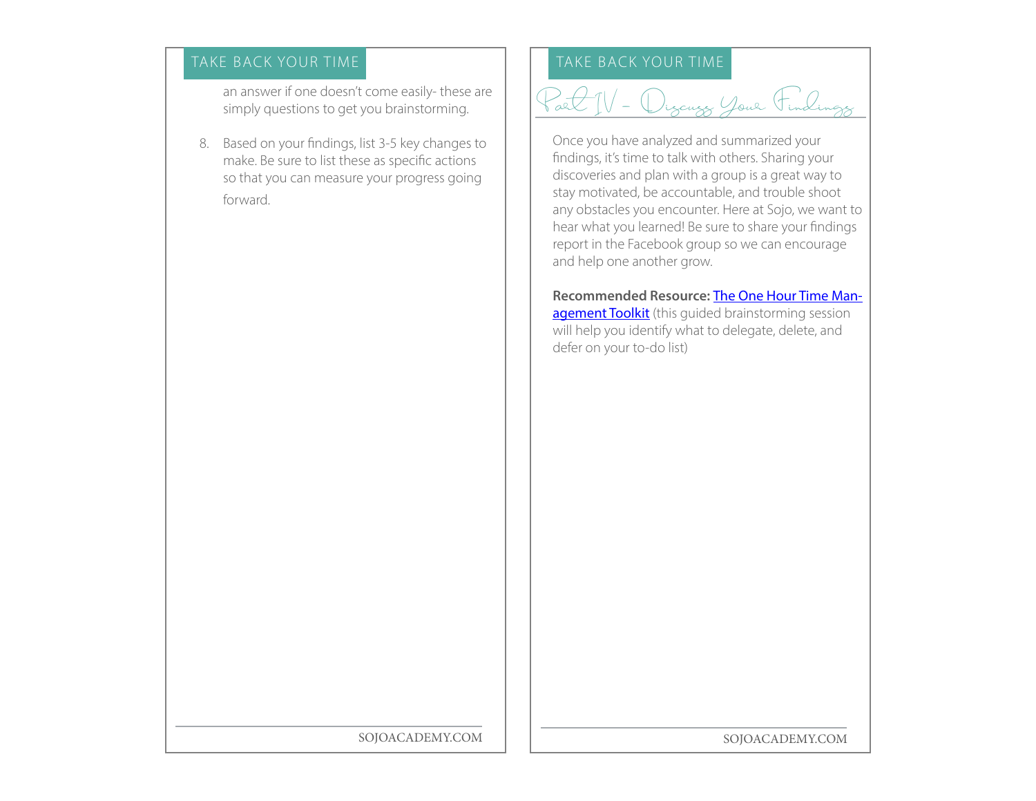an answer if one doesn't come easily- these are simply questions to get you brainstorming.

8. Based on your findings, list 3-5 key changes to make. Be sure to list these as specific actions so that you can measure your progress going forward.

## Part IV - Discuss Your Findings

Once you have analyzed and summarized your findings, it's time to talk with others. Sharing your discoveries and plan with a group is a great way to stay motivated, be accountable, and trouble shoot any obstacles you encounter. Here at Sojo, we want to hear what you learned! Be sure to share your findings report in the Facebook group so we can encourage and help one another grow.

**Recommended Resource:** The One Hour Time Management Toolkit (this guided brainstorming session will help you identify what to delegate, delete, and defer on your to-do list)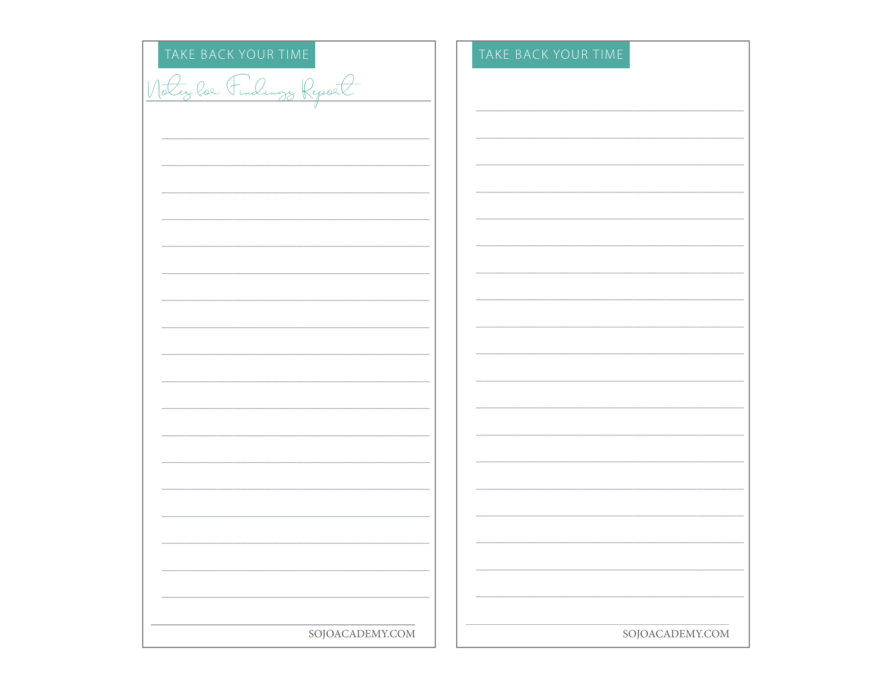TAKE BACK YOUR TIME

## Notes for Findings Report

SOJOACADEMY.COM

TAKE BACK YOUR TIME

SOJOACADEMY.COM